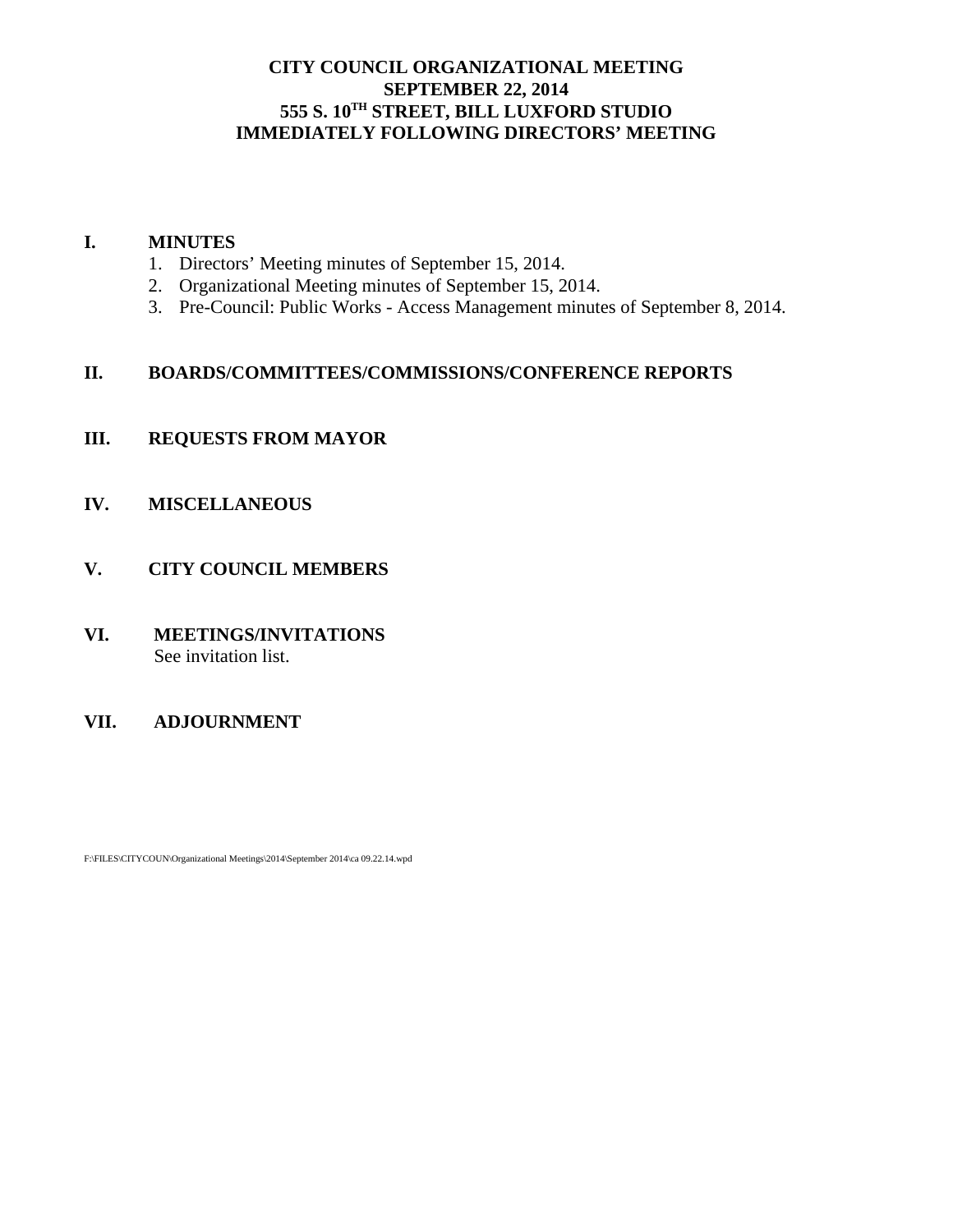# CITY COUNCIL ORGANIZATIONAL MEETING
## SEPTEMBER 22, 2014
## 555 S. 10TH STREET, BILL LUXFORD STUDIO
## IMMEDIATELY FOLLOWING DIRECTORS' MEETING

## I. MINUTES

1. Directors' Meeting minutes of September 15, 2014.
2. Organizational Meeting minutes of September 15, 2014.
3. Pre-Council: Public Works - Access Management minutes of September 8, 2014.

## II. BOARDS/COMMITTEES/COMMISSIONS/CONFERENCE REPORTS

## III. REQUESTS FROM MAYOR

## IV. MISCELLANEOUS

## V. CITY COUNCIL MEMBERS

## VI. MEETINGS/INVITATIONS

See invitation list.

## VII. ADJOURNMENT

F:\FILES\CITYCOUN\Organizational Meetings\2014\September 2014\ca 09.22.14.wpd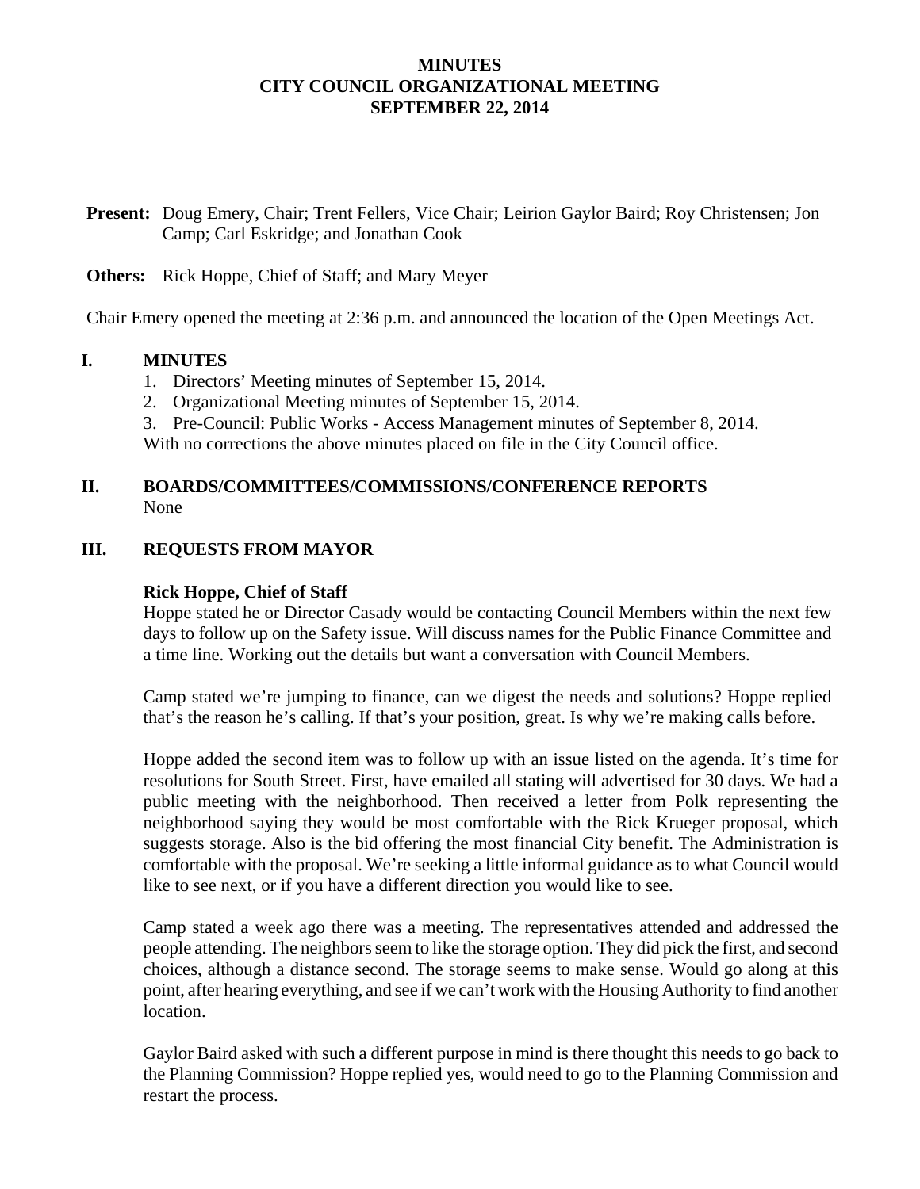# MINUTES
# CITY COUNCIL ORGANIZATIONAL MEETING
# SEPTEMBER 22, 2014

**Present:** Doug Emery, Chair; Trent Fellers, Vice Chair; Leirion Gaylor Baird; Roy Christensen; Jon Camp; Carl Eskridge; and Jonathan Cook

**Others:** Rick Hoppe, Chief of Staff; and Mary Meyer

Chair Emery opened the meeting at 2:36 p.m. and announced the location of the Open Meetings Act.

## I. MINUTES

1. Directors' Meeting minutes of September 15, 2014.
2. Organizational Meeting minutes of September 15, 2014.
3. Pre-Council: Public Works - Access Management minutes of September 8, 2014.

With no corrections the above minutes placed on file in the City Council office.

## II. BOARDS/COMMITTEES/COMMISSIONS/CONFERENCE REPORTS

None

## III. REQUESTS FROM MAYOR

**Rick Hoppe, Chief of Staff**

Hoppe stated he or Director Casady would be contacting Council Members within the next few days to follow up on the Safety issue. Will discuss names for the Public Finance Committee and a time line. Working out the details but want a conversation with Council Members.

Camp stated we're jumping to finance, can we digest the needs and solutions? Hoppe replied that's the reason he's calling. If that's your position, great. Is why we're making calls before.

Hoppe added the second item was to follow up with an issue listed on the agenda. It's time for resolutions for South Street. First, have emailed all stating will advertised for 30 days. We had a public meeting with the neighborhood. Then received a letter from Polk representing the neighborhood saying they would be most comfortable with the Rick Krueger proposal, which suggests storage. Also is the bid offering the most financial City benefit. The Administration is comfortable with the proposal. We're seeking a little informal guidance as to what Council would like to see next, or if you have a different direction you would like to see.

Camp stated a week ago there was a meeting. The representatives attended and addressed the people attending. The neighbors seem to like the storage option. They did pick the first, and second choices, although a distance second. The storage seems to make sense. Would go along at this point, after hearing everything, and see if we can't work with the Housing Authority to find another location.

Gaylor Baird asked with such a different purpose in mind is there thought this needs to go back to the Planning Commission? Hoppe replied yes, would need to go to the Planning Commission and restart the process.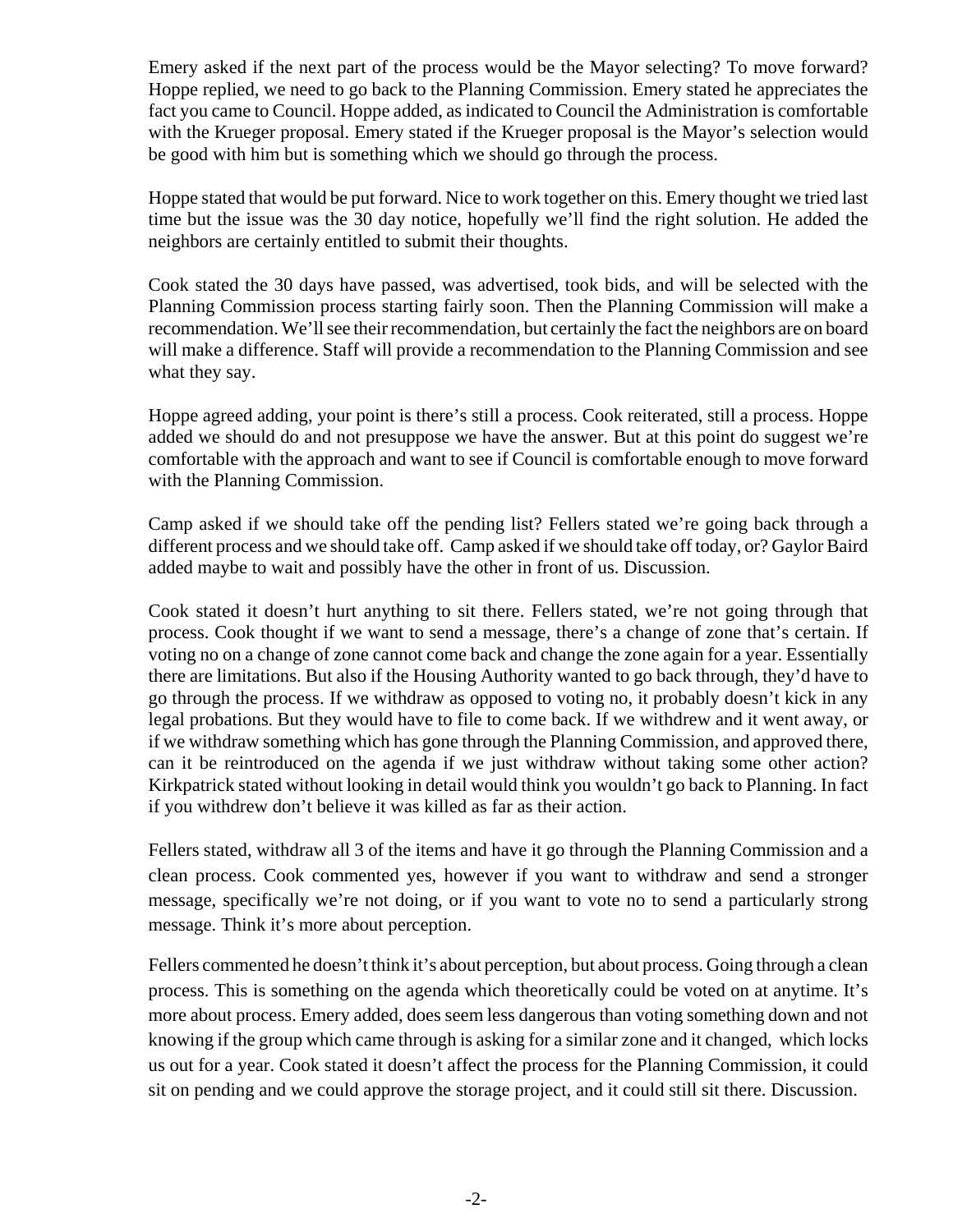Emery asked if the next part of the process would be the Mayor selecting? To move forward? Hoppe replied, we need to go back to the Planning Commission. Emery stated he appreciates the fact you came to Council. Hoppe added, as indicated to Council the Administration is comfortable with the Krueger proposal. Emery stated if the Krueger proposal is the Mayor's selection would be good with him but is something which we should go through the process.

Hoppe stated that would be put forward. Nice to work together on this. Emery thought we tried last time but the issue was the 30 day notice, hopefully we'll find the right solution. He added the neighbors are certainly entitled to submit their thoughts.

Cook stated the 30 days have passed, was advertised, took bids, and will be selected with the Planning Commission process starting fairly soon. Then the Planning Commission will make a recommendation. We'll see their recommendation, but certainly the fact the neighbors are on board will make a difference. Staff will provide a recommendation to the Planning Commission and see what they say.

Hoppe agreed adding, your point is there's still a process. Cook reiterated, still a process. Hoppe added we should do and not presuppose we have the answer. But at this point do suggest we're comfortable with the approach and want to see if Council is comfortable enough to move forward with the Planning Commission.

Camp asked if we should take off the pending list? Fellers stated we're going back through a different process and we should take off. Camp asked if we should take off today, or? Gaylor Baird added maybe to wait and possibly have the other in front of us. Discussion.

Cook stated it doesn't hurt anything to sit there. Fellers stated, we're not going through that process. Cook thought if we want to send a message, there's a change of zone that's certain. If voting no on a change of zone cannot come back and change the zone again for a year. Essentially there are limitations. But also if the Housing Authority wanted to go back through, they'd have to go through the process. If we withdraw as opposed to voting no, it probably doesn't kick in any legal probations. But they would have to file to come back. If we withdrew and it went away, or if we withdraw something which has gone through the Planning Commission, and approved there, can it be reintroduced on the agenda if we just withdraw without taking some other action? Kirkpatrick stated without looking in detail would think you wouldn't go back to Planning. In fact if you withdrew don't believe it was killed as far as their action.

Fellers stated, withdraw all 3 of the items and have it go through the Planning Commission and a clean process. Cook commented yes, however if you want to withdraw and send a stronger message, specifically we're not doing, or if you want to vote no to send a particularly strong message. Think it's more about perception.

Fellers commented he doesn't think it's about perception, but about process. Going through a clean process. This is something on the agenda which theoretically could be voted on at anytime. It's more about process. Emery added, does seem less dangerous than voting something down and not knowing if the group which came through is asking for a similar zone and it changed, which locks us out for a year. Cook stated it doesn't affect the process for the Planning Commission, it could sit on pending and we could approve the storage project, and it could still sit there. Discussion.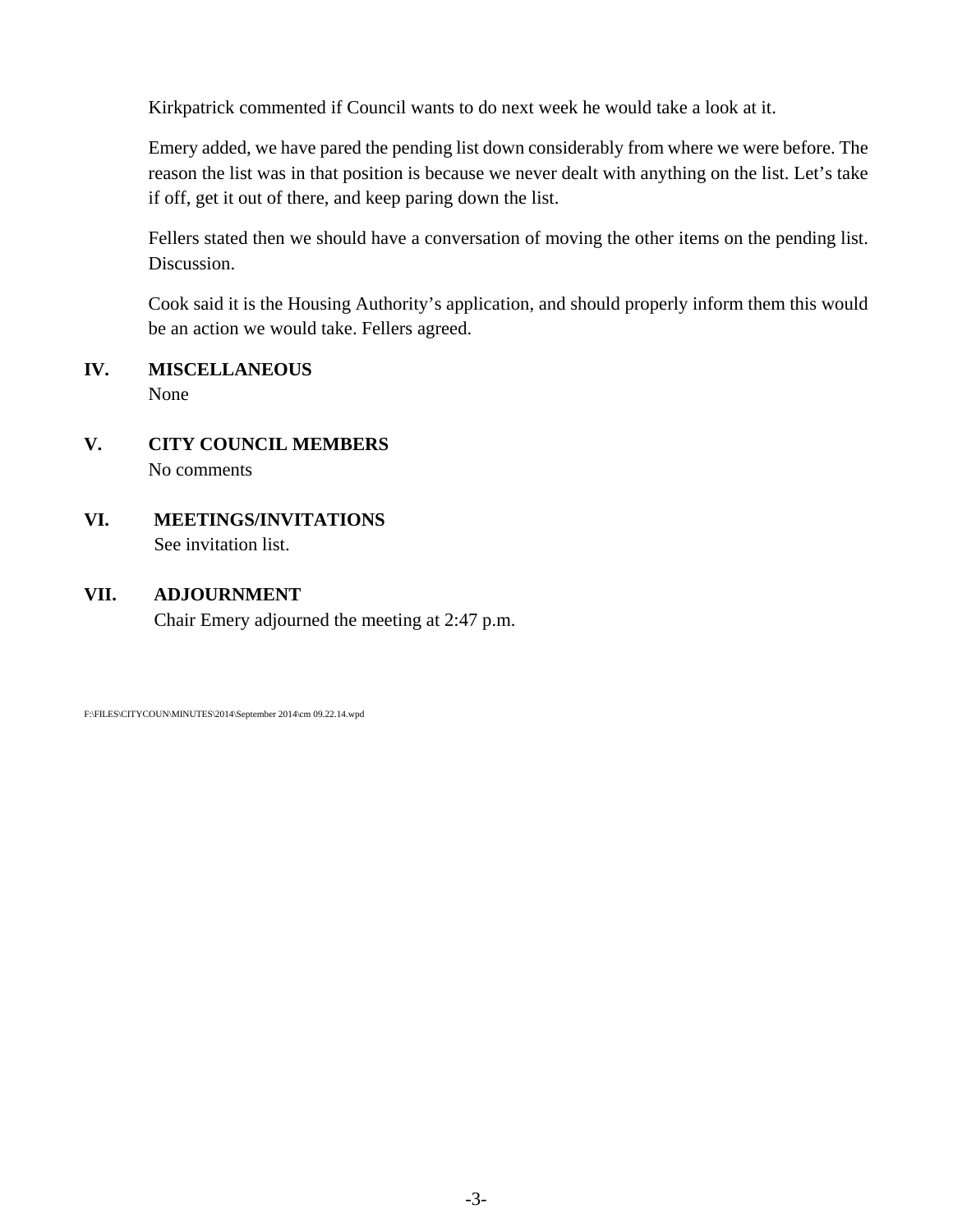Kirkpatrick commented if Council wants to do next week he would take a look at it.

Emery added, we have pared the pending list down considerably from where we were before. The reason the list was in that position is because we never dealt with anything on the list. Let's take if off, get it out of there, and keep paring down the list.

Fellers stated then we should have a conversation of moving the other items on the pending list. Discussion.

Cook said it is the Housing Authority's application, and should properly inform them this would be an action we would take. Fellers agreed.

## IV. MISCELLANEOUS

None

## V. CITY COUNCIL MEMBERS

No comments

## VI. MEETINGS/INVITATIONS

See invitation list.

## VII. ADJOURNMENT

Chair Emery adjourned the meeting at 2:47 p.m.

F:\FILES\CITYCOUN\MINUTES\2014\September 2014\cm 09.22.14.wpd